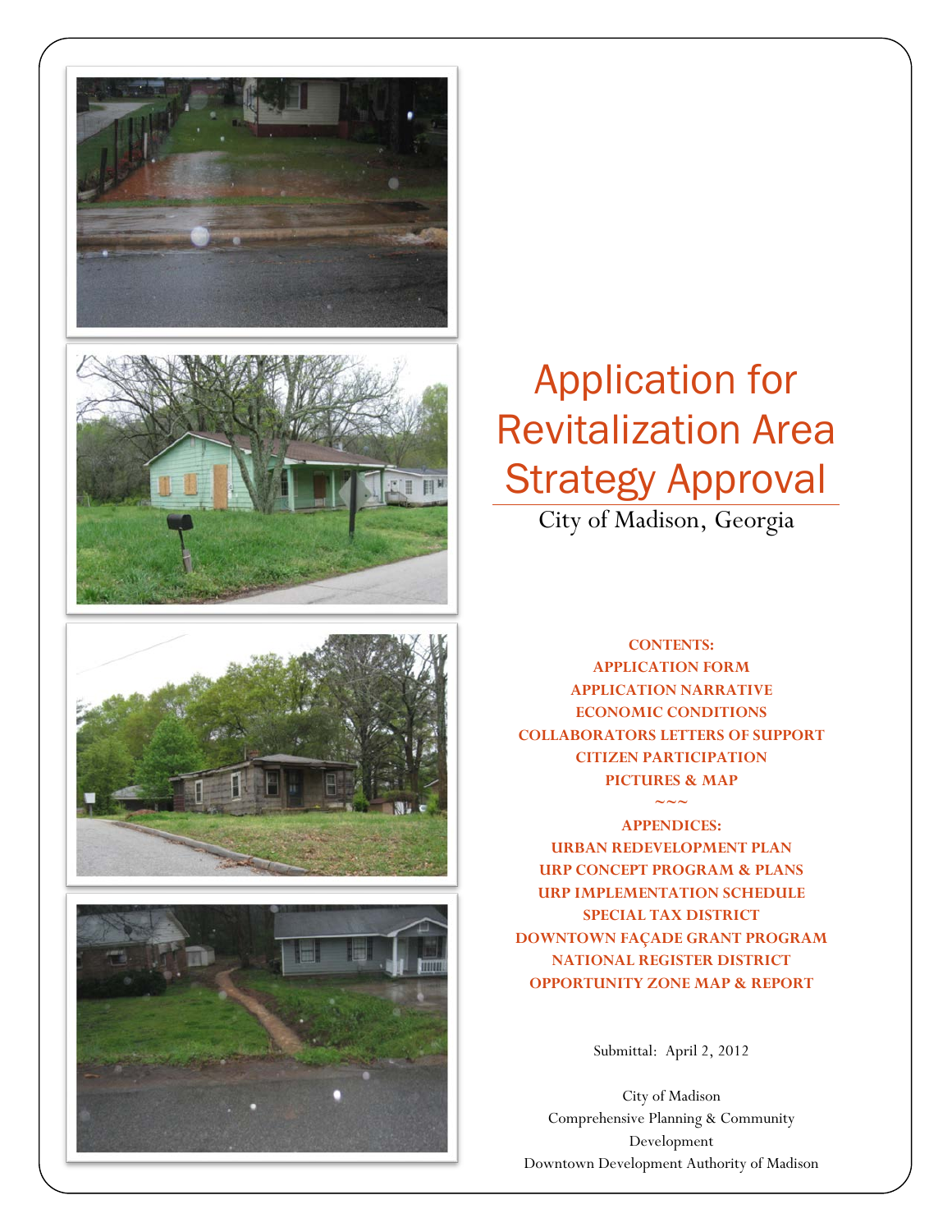# Application for Revitalization Area Strategy Approval

City of Madison, Georgia

**CONTENTS:**

**APPLICATION FORM**

**APPLICATION NARRATIVE**

**ECONOMIC CONDITIONS**

**COLLABORATORS LETTERS OF SUPPORT**

**CITIZEN PARTICIPATION**

**PICTURES & MAP**

~~~

**APPENDICES:**

**URBAN REDEVELOPMENT PLAN**

**URP CONCEPT PROGRAM & PLANS**

**URP IMPLEMENTATION SCHEDULE**

**SPECIAL TAX DISTRICT**

**DOWNTOWN FAÇADE GRANT PROGRAM**

**NATIONAL REGISTER DISTRICT**

**OPPORTUNITY ZONE MAP & REPORT**

Submittal: April 2, 2012

City of Madison
Comprehensive Planning & Community Development
Downtown Development Authority of Madison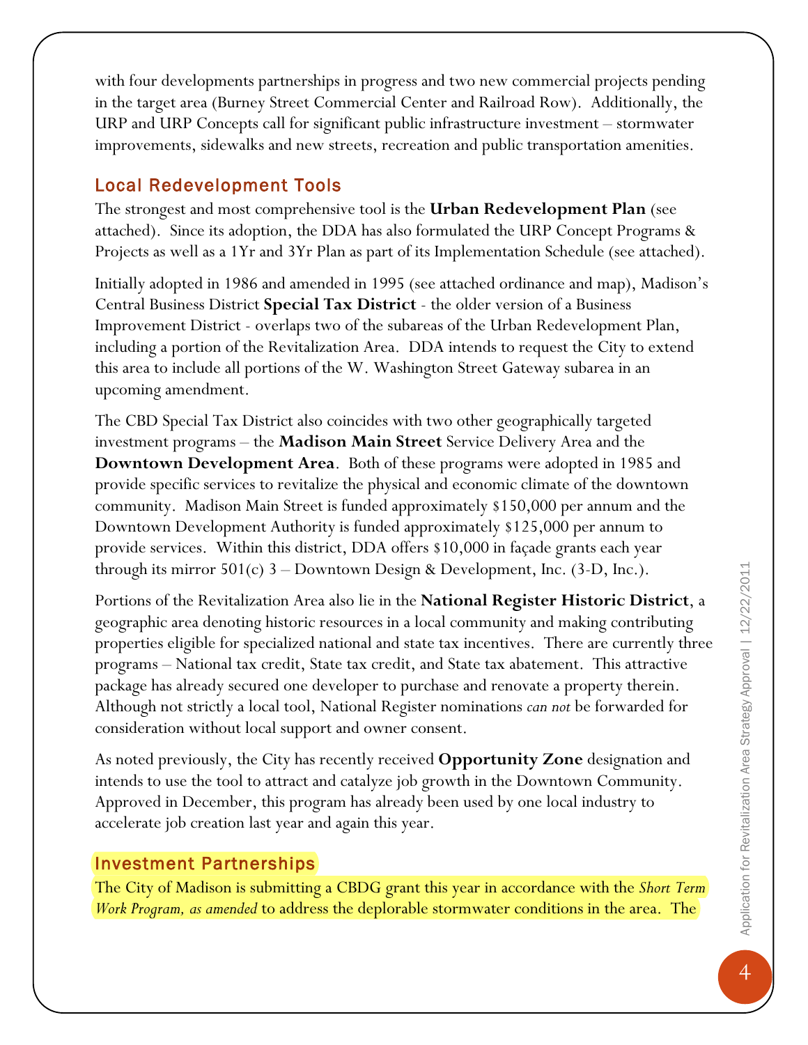with four developments partnerships in progress and two new commercial projects pending in the target area (Burney Street Commercial Center and Railroad Row). Additionally, the URP and URP Concepts call for significant public infrastructure investment – stormwater improvements, sidewalks and new streets, recreation and public transportation amenities.

## Local Redevelopment Tools

The strongest and most comprehensive tool is the **Urban Redevelopment Plan** (see attached). Since its adoption, the DDA has also formulated the URP Concept Programs & Projects as well as a 1Yr and 3Yr Plan as part of its Implementation Schedule (see attached).

Initially adopted in 1986 and amended in 1995 (see attached ordinance and map), Madison's Central Business District **Special Tax District** - the older version of a Business Improvement District - overlaps two of the subareas of the Urban Redevelopment Plan, including a portion of the Revitalization Area. DDA intends to request the City to extend this area to include all portions of the W. Washington Street Gateway subarea in an upcoming amendment.

The CBD Special Tax District also coincides with two other geographically targeted investment programs – the **Madison Main Street** Service Delivery Area and the **Downtown Development Area**. Both of these programs were adopted in 1985 and provide specific services to revitalize the physical and economic climate of the downtown community. Madison Main Street is funded approximately $150,000 per annum and the Downtown Development Authority is funded approximately $125,000 per annum to provide services. Within this district, DDA offers $10,000 in façade grants each year through its mirror 501(c) 3 – Downtown Design & Development, Inc. (3-D, Inc.).

Portions of the Revitalization Area also lie in the **National Register Historic District**, a geographic area denoting historic resources in a local community and making contributing properties eligible for specialized national and state tax incentives. There are currently three programs – National tax credit, State tax credit, and State tax abatement. This attractive package has already secured one developer to purchase and renovate a property therein. Although not strictly a local tool, National Register nominations *can not* be forwarded for consideration without local support and owner consent.

As noted previously, the City has recently received **Opportunity Zone** designation and intends to use the tool to attract and catalyze job growth in the Downtown Community. Approved in December, this program has already been used by one local industry to accelerate job creation last year and again this year.

## Investment Partnerships

The City of Madison is submitting a CBDG grant this year in accordance with the *Short Term Work Program, as amended* to address the deplorable stormwater conditions in the area. The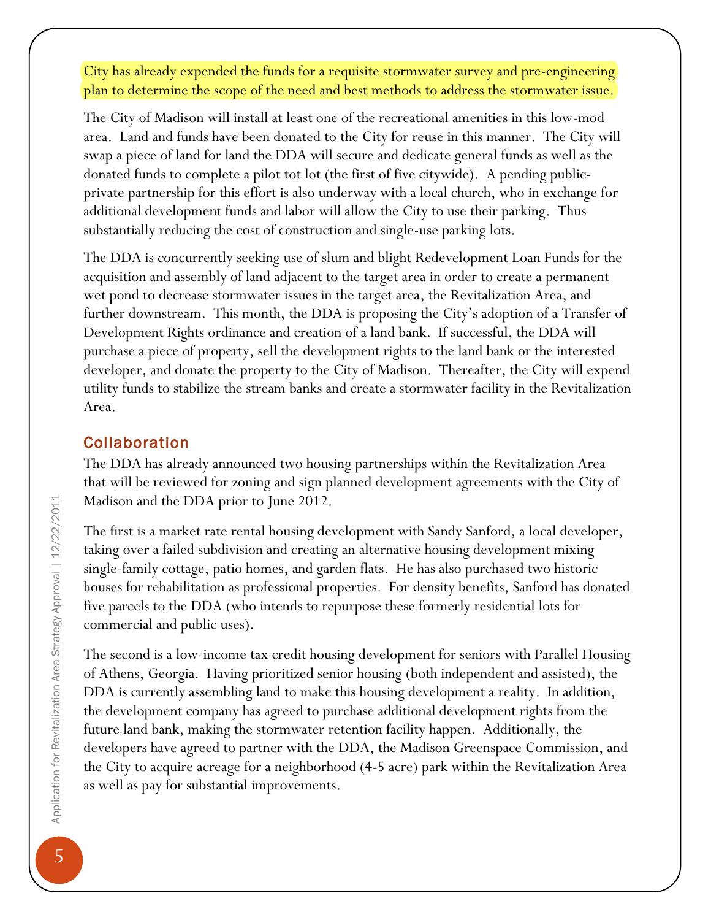City has already expended the funds for a requisite stormwater survey and pre-engineering plan to determine the scope of the need and best methods to address the stormwater issue.

The City of Madison will install at least one of the recreational amenities in this low-mod area. Land and funds have been donated to the City for reuse in this manner. The City will swap a piece of land for land the DDA will secure and dedicate general funds as well as the donated funds to complete a pilot tot lot (the first of five citywide). A pending public-private partnership for this effort is also underway with a local church, who in exchange for additional development funds and labor will allow the City to use their parking. Thus substantially reducing the cost of construction and single-use parking lots.

The DDA is concurrently seeking use of slum and blight Redevelopment Loan Funds for the acquisition and assembly of land adjacent to the target area in order to create a permanent wet pond to decrease stormwater issues in the target area, the Revitalization Area, and further downstream. This month, the DDA is proposing the City's adoption of a Transfer of Development Rights ordinance and creation of a land bank. If successful, the DDA will purchase a piece of property, sell the development rights to the land bank or the interested developer, and donate the property to the City of Madison. Thereafter, the City will expend utility funds to stabilize the stream banks and create a stormwater facility in the Revitalization Area.

## Collaboration

The DDA has already announced two housing partnerships within the Revitalization Area that will be reviewed for zoning and sign planned development agreements with the City of Madison and the DDA prior to June 2012.

The first is a market rate rental housing development with Sandy Sanford, a local developer, taking over a failed subdivision and creating an alternative housing development mixing single-family cottage, patio homes, and garden flats. He has also purchased two historic houses for rehabilitation as professional properties. For density benefits, Sanford has donated five parcels to the DDA (who intends to repurpose these formerly residential lots for commercial and public uses).

The second is a low-income tax credit housing development for seniors with Parallel Housing of Athens, Georgia. Having prioritized senior housing (both independent and assisted), the DDA is currently assembling land to make this housing development a reality. In addition, the development company has agreed to purchase additional development rights from the future land bank, making the stormwater retention facility happen. Additionally, the developers have agreed to partner with the DDA, the Madison Greenspace Commission, and the City to acquire acreage for a neighborhood (4-5 acre) park within the Revitalization Area as well as pay for substantial improvements.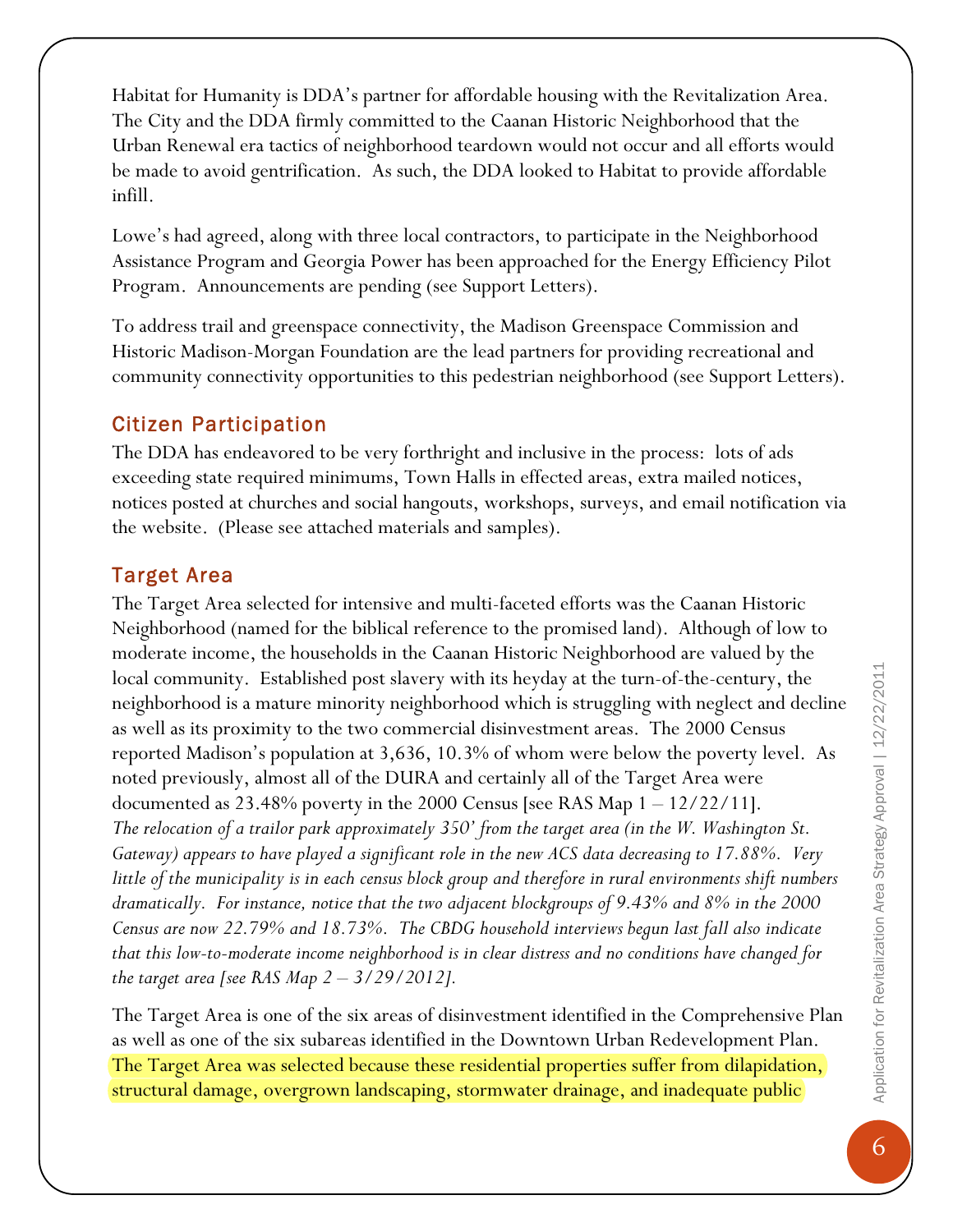Habitat for Humanity is DDA's partner for affordable housing with the Revitalization Area. The City and the DDA firmly committed to the Caanan Historic Neighborhood that the Urban Renewal era tactics of neighborhood teardown would not occur and all efforts would be made to avoid gentrification. As such, the DDA looked to Habitat to provide affordable infill.

Lowe's had agreed, along with three local contractors, to participate in the Neighborhood Assistance Program and Georgia Power has been approached for the Energy Efficiency Pilot Program. Announcements are pending (see Support Letters).

To address trail and greenspace connectivity, the Madison Greenspace Commission and Historic Madison-Morgan Foundation are the lead partners for providing recreational and community connectivity opportunities to this pedestrian neighborhood (see Support Letters).

## Citizen Participation

The DDA has endeavored to be very forthright and inclusive in the process: lots of ads exceeding state required minimums, Town Halls in effected areas, extra mailed notices, notices posted at churches and social hangouts, workshops, surveys, and email notification via the website. (Please see attached materials and samples).

## Target Area

The Target Area selected for intensive and multi-faceted efforts was the Caanan Historic Neighborhood (named for the biblical reference to the promised land). Although of low to moderate income, the households in the Caanan Historic Neighborhood are valued by the local community. Established post slavery with its heyday at the turn-of-the-century, the neighborhood is a mature minority neighborhood which is struggling with neglect and decline as well as its proximity to the two commercial disinvestment areas. The 2000 Census reported Madison's population at 3,636, 10.3% of whom were below the poverty level. As noted previously, almost all of the DURA and certainly all of the Target Area were documented as 23.48% poverty in the 2000 Census [see RAS Map 1 – 12/22/11]. *The relocation of a trailor park approximately 350' from the target area (in the W. Washington St. Gateway) appears to have played a significant role in the new ACS data decreasing to 17.88%. Very little of the municipality is in each census block group and therefore in rural environments shift numbers dramatically. For instance, notice that the two adjacent blockgroups of 9.43% and 8% in the 2000 Census are now 22.79% and 18.73%. The CBDG household interviews begun last fall also indicate that this low-to-moderate income neighborhood is in clear distress and no conditions have changed for the target area [see RAS Map 2 – 3/29/2012].*

The Target Area is one of the six areas of disinvestment identified in the Comprehensive Plan as well as one of the six subareas identified in the Downtown Urban Redevelopment Plan. The Target Area was selected because these residential properties suffer from dilapidation, structural damage, overgrown landscaping, stormwater drainage, and inadequate public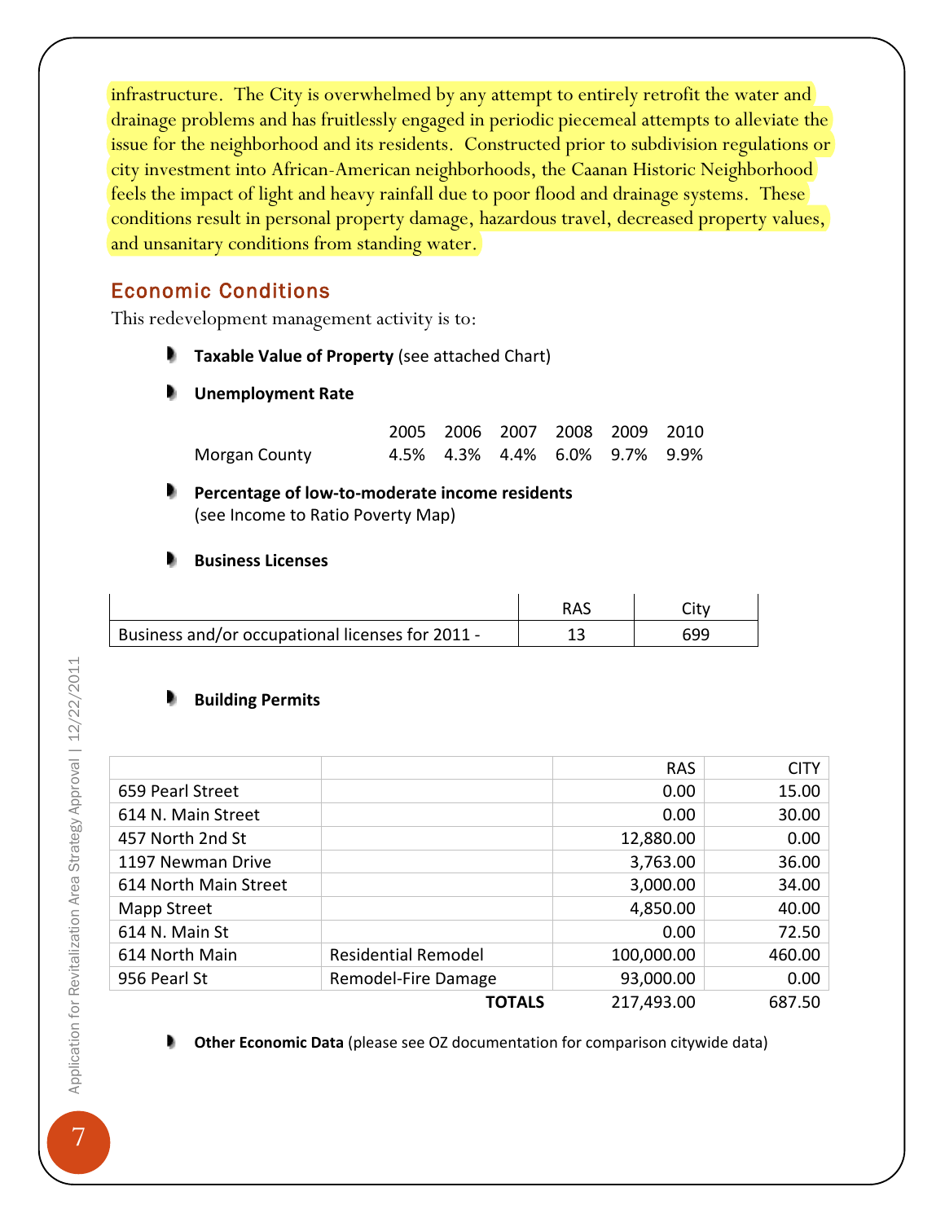infrastructure. The City is overwhelmed by any attempt to entirely retrofit the water and drainage problems and has fruitlessly engaged in periodic piecemeal attempts to alleviate the issue for the neighborhood and its residents. Constructed prior to subdivision regulations or city investment into African-American neighborhoods, the Caanan Historic Neighborhood feels the impact of light and heavy rainfall due to poor flood and drainage systems. These conditions result in personal property damage, hazardous travel, decreased property values, and unsanitary conditions from standing water.

## Economic Conditions

This redevelopment management activity is to:

- **Taxable Value of Property** (see attached Chart)
- **Unemployment Rate**

| | 2005 | 2006 | 2007 | 2008 | 2009 | 2010 |
|---|---|---|---|---|---|---|
| Morgan County | 4.5% | 4.3% | 4.4% | 6.0% | 9.7% | 9.9% |

- **Percentage of low-to-moderate income residents** (see Income to Ratio Poverty Map)
- **Business Licenses**

| | RAS | City |
|---|---|---|
| Business and/or occupational licenses for 2011 - | 13 | 699 |

- **Building Permits**

| | | RAS | CITY |
|---|---|---|---|
| 659 Pearl Street | | 0.00 | 15.00 |
| 614 N. Main Street | | 0.00 | 30.00 |
| 457 North 2nd St | | 12,880.00 | 0.00 |
| 1197 Newman Drive | | 3,763.00 | 36.00 |
| 614 North Main Street | | 3,000.00 | 34.00 |
| Mapp Street | | 4,850.00 | 40.00 |
| 614 N. Main St | | 0.00 | 72.50 |
| 614 North Main | Residential Remodel | 100,000.00 | 460.00 |
| 956 Pearl St | Remodel-Fire Damage | 93,000.00 | 0.00 |
| | **TOTALS** | 217,493.00 | 687.50 |

- **Other Economic Data** (please see OZ documentation for comparison citywide data)